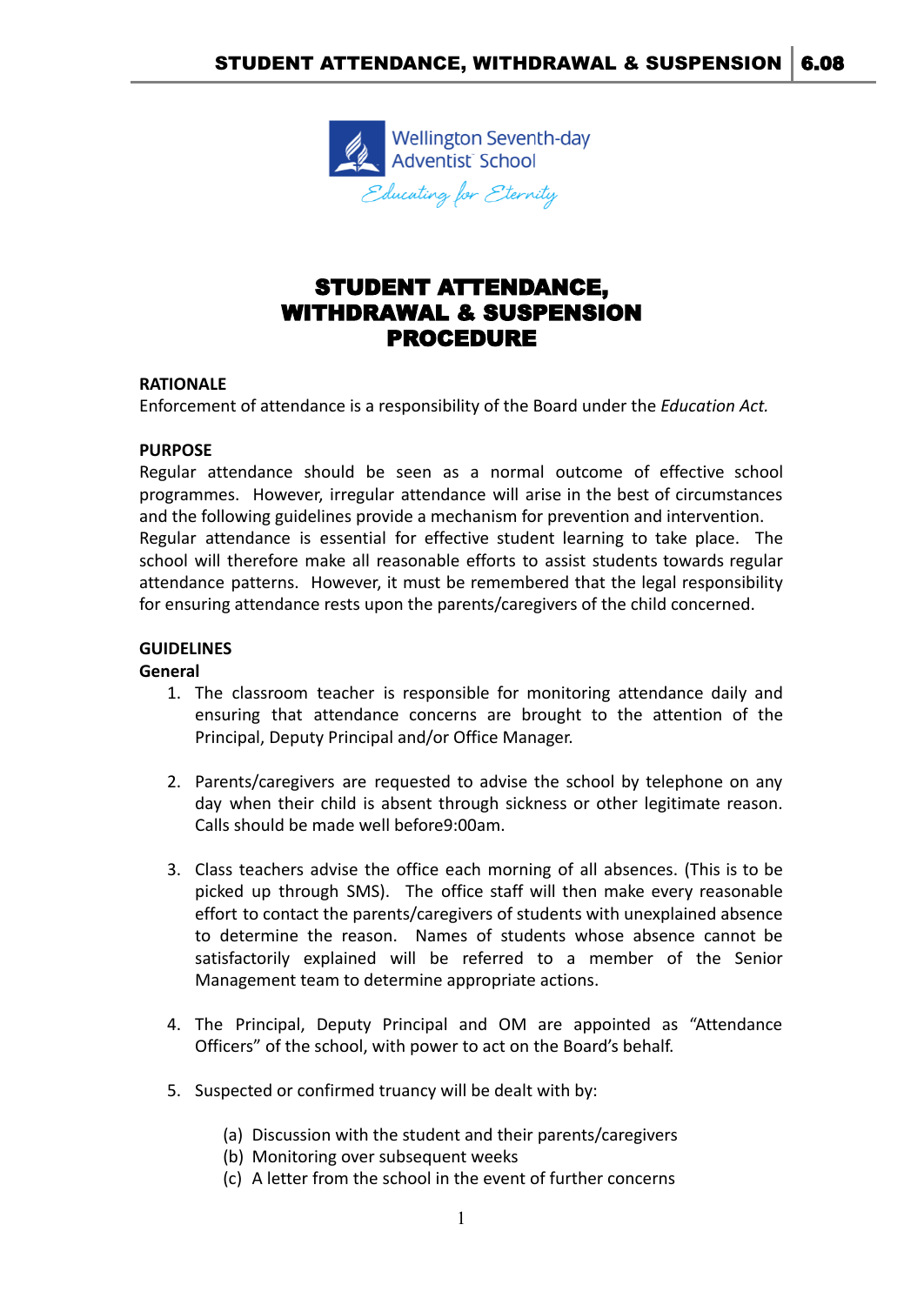# STUDENT ATTENDANCE, WITHDRAWAL & SUSPENSION PROCEDURE

**RATIONALE**

Enforcement of attendance is a responsibility of the Board under the *Education Act.*

**PURPOSE**

Regular attendance should be seen as a normal outcome of effective school programmes. However, irregular attendance will arise in the best of circumstances and the following guidelines provide a mechanism for prevention and intervention. Regular attendance is essential for effective student learning to take place. The school will therefore make all reasonable efforts to assist students towards regular attendance patterns. However, it must be remembered that the legal responsibility for ensuring attendance rests upon the parents/caregivers of the child concerned.

**GUIDELINES**

**General**

1. The classroom teacher is responsible for monitoring attendance daily and ensuring that attendance concerns are brought to the attention of the Principal, Deputy Principal and/or Office Manager.

2. Parents/caregivers are requested to advise the school by telephone on any day when their child is absent through sickness or other legitimate reason. Calls should be made well before9:00am.

3. Class teachers advise the office each morning of all absences. (This is to be picked up through SMS). The office staff will then make every reasonable effort to contact the parents/caregivers of students with unexplained absence to determine the reason. Names of students whose absence cannot be satisfactorily explained will be referred to a member of the Senior Management team to determine appropriate actions.

4. The Principal, Deputy Principal and OM are appointed as "Attendance Officers" of the school, with power to act on the Board's behalf.

5. Suspected or confirmed truancy will be dealt with by:

    (a) Discussion with the student and their parents/caregivers
    (b) Monitoring over subsequent weeks
    (c) A letter from the school in the event of further concerns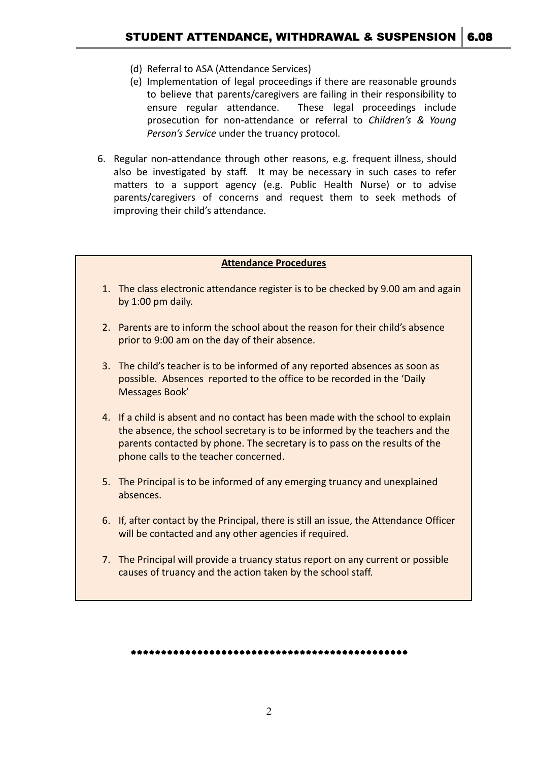(d) Referral to ASA (Attendance Services)

(e) Implementation of legal proceedings if there are reasonable grounds to believe that parents/caregivers are failing in their responsibility to ensure regular attendance. These legal proceedings include prosecution for non-attendance or referral to *Children's & Young Person's Service* under the truancy protocol.

6. Regular non-attendance through other reasons, e.g. frequent illness, should also be investigated by staff. It may be necessary in such cases to refer matters to a support agency (e.g. Public Health Nurse) or to advise parents/caregivers of concerns and request them to seek methods of improving their child's attendance.

**<u>Attendance Procedures</u>**

1. The class electronic attendance register is to be checked by 9.00 am and again by 1:00 pm daily.
2. Parents are to inform the school about the reason for their child's absence prior to 9:00 am on the day of their absence.
3. The child's teacher is to be informed of any reported absences as soon as possible. Absences reported to the office to be recorded in the 'Daily Messages Book'
4. If a child is absent and no contact has been made with the school to explain the absence, the school secretary is to be informed by the teachers and the parents contacted by phone. The secretary is to pass on the results of the phone calls to the teacher concerned.
5. The Principal is to be informed of any emerging truancy and unexplained absences.
6. If, after contact by the Principal, there is still an issue, the Attendance Officer will be contacted and any other agencies if required.
7. The Principal will provide a truancy status report on any current or possible causes of truancy and the action taken by the school staff.

\*\*\*\*\*\*\*\*\*\*\*\*\*\*\*\*\*\*\*\*\*\*\*\*\*\*\*\*\*\*\*\*\*\*\*\*\*\*\*\*\*\*\*\*\*\*\*\*\*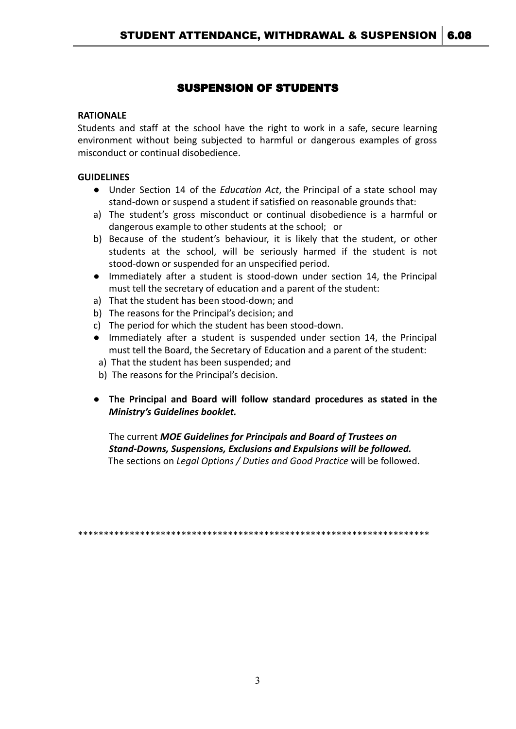## SUSPENSION OF STUDENTS

**RATIONALE**

Students and staff at the school have the right to work in a safe, secure learning environment without being subjected to harmful or dangerous examples of gross misconduct or continual disobedience.

**GUIDELINES**

- Under Section 14 of the *Education Act*, the Principal of a state school may stand-down or suspend a student if satisfied on reasonable grounds that:

a) The student's gross misconduct or continual disobedience is a harmful or dangerous example to other students at the school; or

b) Because of the student's behaviour, it is likely that the student, or other students at the school, will be seriously harmed if the student is not stood-down or suspended for an unspecified period.

- Immediately after a student is stood-down under section 14, the Principal must tell the secretary of education and a parent of the student:

a) That the student has been stood-down; and

b) The reasons for the Principal's decision; and

c) The period for which the student has been stood-down.

- Immediately after a student is suspended under section 14, the Principal must tell the Board, the Secretary of Education and a parent of the student:

a) That the student has been suspended; and

b) The reasons for the Principal's decision.

- **The Principal and Board will follow standard procedures as stated in the *Ministry's Guidelines booklet.***

  The current ***MOE Guidelines for Principals and Board of Trustees on Stand-Downs, Suspensions, Exclusions and Expulsions will be followed.***
  The sections on *Legal Options / Duties and Good Practice* will be followed.

*********************************************************************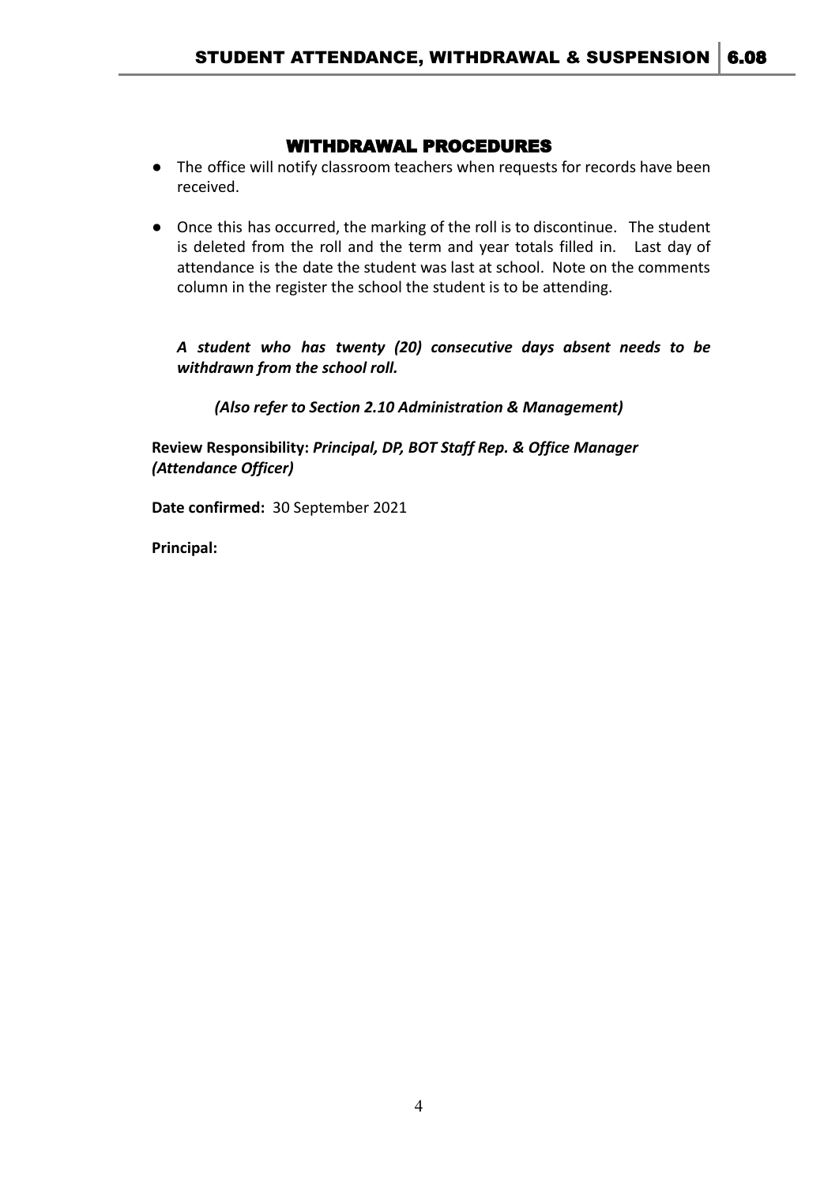## WITHDRAWAL PROCEDURES

- The office will notify classroom teachers when requests for records have been received.
- Once this has occurred, the marking of the roll is to discontinue. The student is deleted from the roll and the term and year totals filled in. Last day of attendance is the date the student was last at school. Note on the comments column in the register the school the student is to be attending.

***A student who has twenty (20) consecutive days absent needs to be withdrawn from the school roll.***

***(Also refer to Section 2.10 Administration & Management)***

**Review Responsibility:** ***Principal, DP, BOT Staff Rep. & Office Manager (Attendance Officer)***

**Date confirmed:** 30 September 2021

**Principal:**